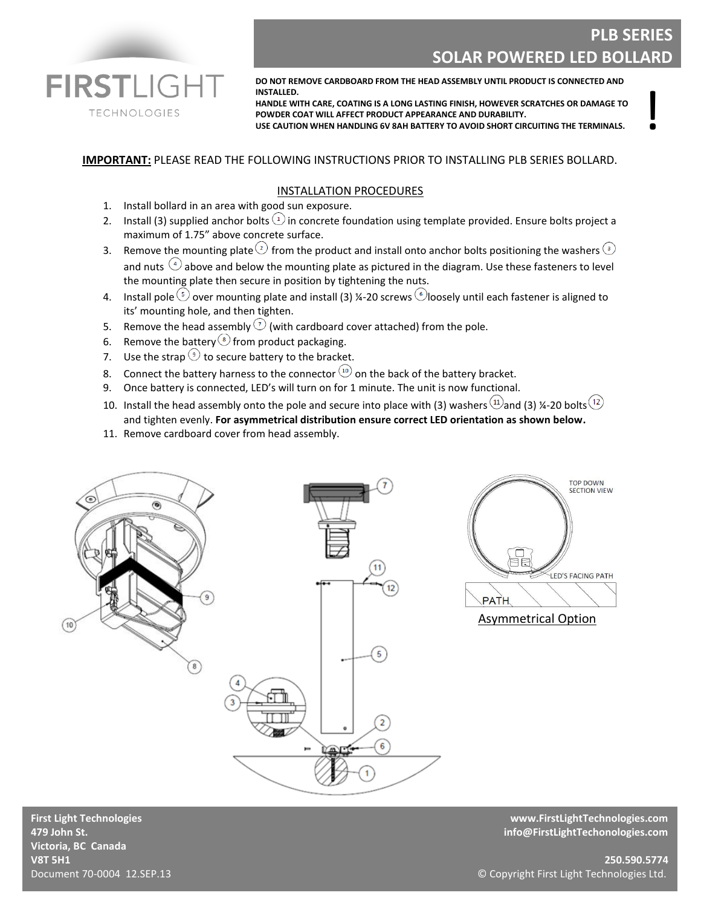# PLB SERIES
# SOLAR POWERED LED BOLLARD

FIRSTLIGHT TECHNOLOGIES

**DO NOT REMOVE CARDBOARD FROM THE HEAD ASSEMBLY UNTIL PRODUCT IS CONNECTED AND INSTALLED.**
**HANDLE WITH CARE, COATING IS A LONG LASTING FINISH, HOWEVER SCRATCHES OR DAMAGE TO POWDER COAT WILL AFFECT PRODUCT APPEARANCE AND DURABILITY.**
**USE CAUTION WHEN HANDLING 6V 8AH BATTERY TO AVOID SHORT CIRCUITING THE TERMINALS.**

!

**IMPORTANT:** PLEASE READ THE FOLLOWING INSTRUCTIONS PRIOR TO INSTALLING PLB SERIES BOLLARD.

## INSTALLATION PROCEDURES

1. Install bollard in an area with good sun exposure.
2. Install (3) supplied anchor bolts (1) in concrete foundation using template provided. Ensure bolts project a maximum of 1.75" above concrete surface.
3. Remove the mounting plate (2) from the product and install onto anchor bolts positioning the washers (3) and nuts (4) above and below the mounting plate as pictured in the diagram. Use these fasteners to level the mounting plate then secure in position by tightening the nuts.
4. Install pole (5) over mounting plate and install (3) ¼-20 screws (6) loosely until each fastener is aligned to its' mounting hole, and then tighten.
5. Remove the head assembly (7) (with cardboard cover attached) from the pole.
6. Remove the battery (8) from product packaging.
7. Use the strap (9) to secure battery to the bracket.
8. Connect the battery harness to the connector (10) on the back of the battery bracket.
9. Once battery is connected, LED's will turn on for 1 minute. The unit is now functional.
10. Install the head assembly onto the pole and secure into place with (3) washers (11) and (3) ¼-20 bolts (12) and tighten evenly. **For asymmetrical distribution ensure correct LED orientation as shown below.**
11. Remove cardboard cover from head assembly.

TOP DOWN SECTION VIEW

LED'S FACING PATH

PATH

Asymmetrical Option

First Light Technologies
479 John St.
Victoria, BC Canada
V8T 5H1
Document 70-0004 12.SEP.13

www.FirstLightTechnologies.com
info@FirstLightTechonologies.com
250.590.5774
© Copyright First Light Technologies Ltd.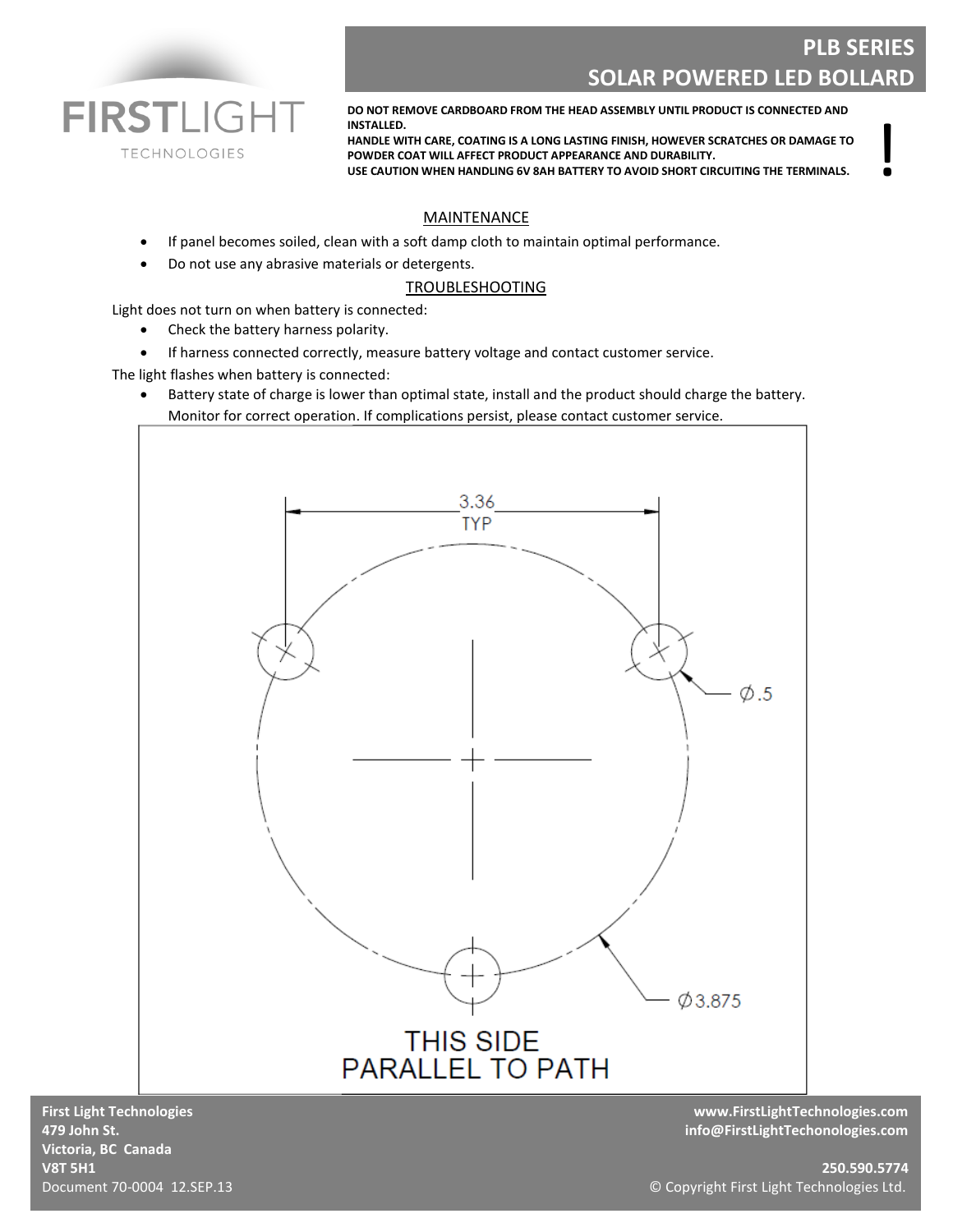# PLB SERIES
# SOLAR POWERED LED BOLLARD

**DO NOT REMOVE CARDBOARD FROM THE HEAD ASSEMBLY UNTIL PRODUCT IS CONNECTED AND INSTALLED.**
**HANDLE WITH CARE, COATING IS A LONG LASTING FINISH, HOWEVER SCRATCHES OR DAMAGE TO POWDER COAT WILL AFFECT PRODUCT APPEARANCE AND DURABILITY.**
**USE CAUTION WHEN HANDLING 6V 8AH BATTERY TO AVOID SHORT CIRCUITING THE TERMINALS.**

## MAINTENANCE

- If panel becomes soiled, clean with a soft damp cloth to maintain optimal performance.
- Do not use any abrasive materials or detergents.

## TROUBLESHOOTING

Light does not turn on when battery is connected:

- Check the battery harness polarity.
- If harness connected correctly, measure battery voltage and contact customer service.

The light flashes when battery is connected:

- Battery state of charge is lower than optimal state, install and the product should charge the battery. Monitor for correct operation. If complications persist, please contact customer service.

3.36
TYP

Ø.5

Ø3.875

THIS SIDE
PARALLEL TO PATH

**First Light Technologies**
**479 John St.**
**Victoria, BC Canada**
**V8T 5H1**
Document 70-0004 12.SEP.13

**www.FirstLightTechnologies.com**
**info@FirstLightTechonologies.com**
**250.590.5774**
© Copyright First Light Technologies Ltd.